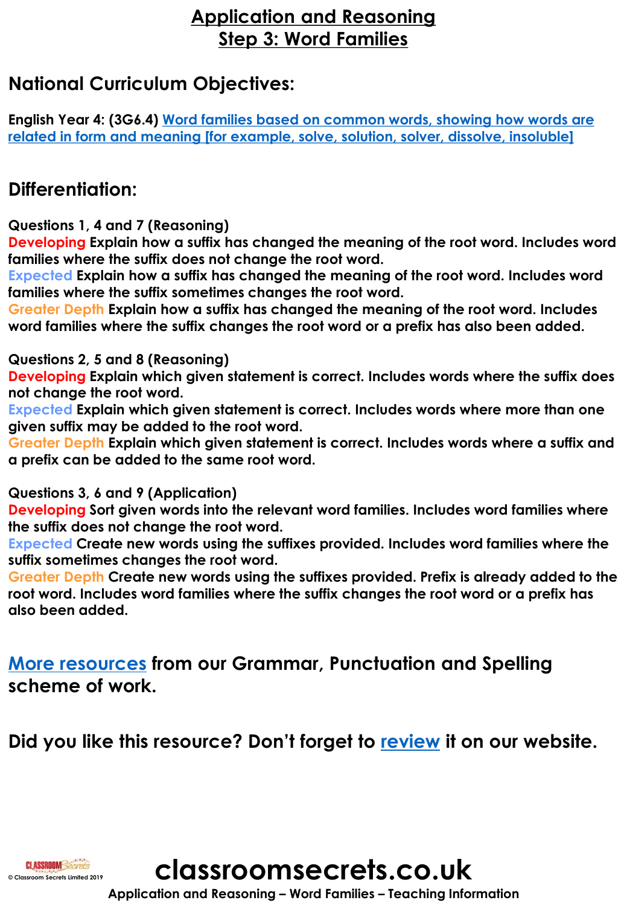# Application and Reasoning
## Step 3: Word Families

## National Curriculum Objectives:

**English Year 4: (3G6.4)** Word families based on common words, showing how words are related in form and meaning [for example, solve, solution, solver, dissolve, insoluble]

## Differentiation:

**Questions 1, 4 and 7 (Reasoning)**
**Developing** Explain how a suffix has changed the meaning of the root word. Includes word families where the suffix does not change the root word.
**Expected** Explain how a suffix has changed the meaning of the root word. Includes word families where the suffix sometimes changes the root word.
**Greater Depth** Explain how a suffix has changed the meaning of the root word. Includes word families where the suffix changes the root word or a prefix has also been added.

**Questions 2, 5 and 8 (Reasoning)**
**Developing** Explain which given statement is correct. Includes words where the suffix does not change the root word.
**Expected** Explain which given statement is correct. Includes words where more than one given suffix may be added to the root word.
**Greater Depth** Explain which given statement is correct. Includes words where a suffix and a prefix can be added to the same root word.

**Questions 3, 6 and 9 (Application)**
**Developing** Sort given words into the relevant word families. Includes word families where the suffix does not change the root word.
**Expected** Create new words using the suffixes provided. Includes word families where the suffix sometimes changes the root word.
**Greater Depth** Create new words using the suffixes provided. Prefix is already added to the root word. Includes word families where the suffix changes the root word or a prefix has also been added.

**More resources from our Grammar, Punctuation and Spelling scheme of work.**

**Did you like this resource? Don't forget to review it on our website.**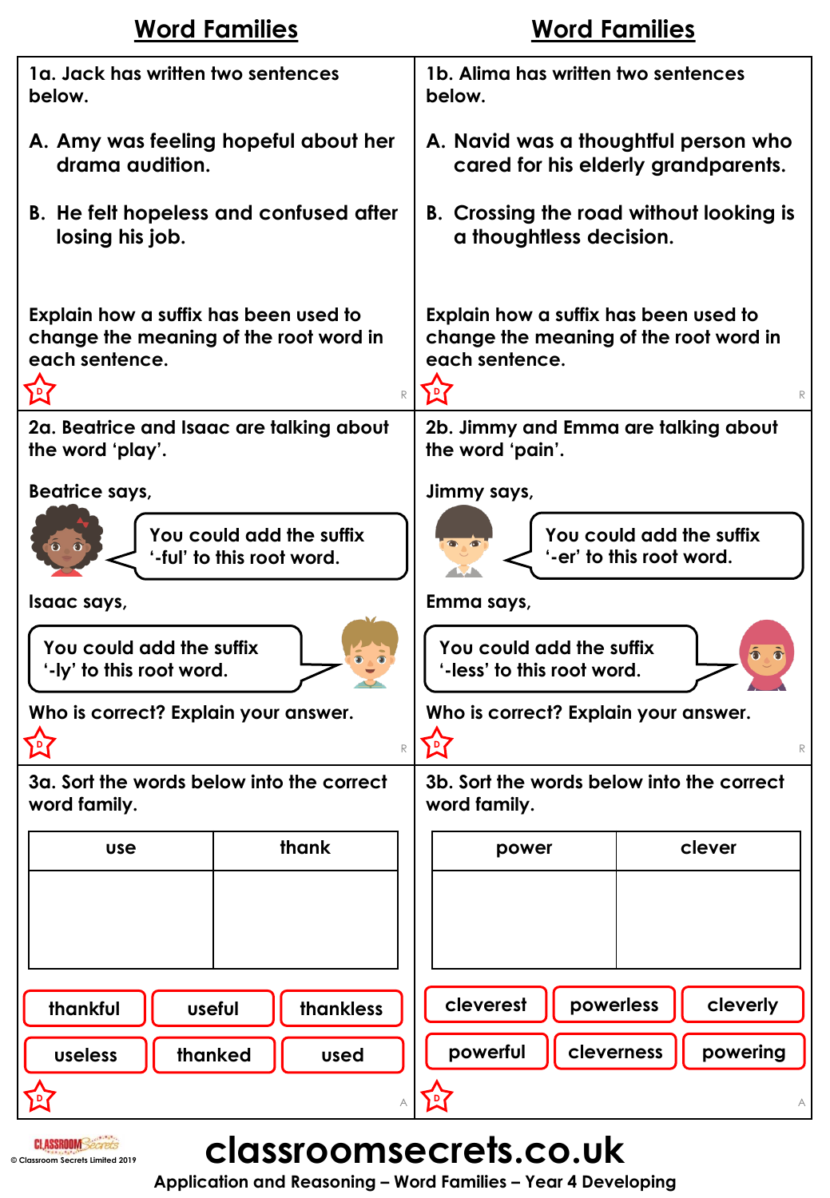## Word Families

1a. Jack has written two sentences below.

A. Amy was feeling hopeful about her drama audition.

B. He felt hopeless and confused after losing his job.

Explain how a suffix has been used to change the meaning of the root word in each sentence.

D R

2a. Beatrice and Isaac are talking about the word 'play'.

Beatrice says,

> You could add the suffix '-ful' to this root word.

Isaac says,

> You could add the suffix '-ly' to this root word.

Who is correct? Explain your answer.

D R

3a. Sort the words below into the correct word family.

| use | thank |
| --- | --- |
| | |

thankful, useful, thankless, useless, thanked, used

D A

## Word Families

1b. Alima has written two sentences below.

A. Navid was a thoughtful person who cared for his elderly grandparents.

B. Crossing the road without looking is a thoughtless decision.

Explain how a suffix has been used to change the meaning of the root word in each sentence.

D R

2b. Jimmy and Emma are talking about the word 'pain'.

Jimmy says,

> You could add the suffix '-er' to this root word.

Emma says,

> You could add the suffix '-less' to this root word.

Who is correct? Explain your answer.

D R

3b. Sort the words below into the correct word family.

| power | clever |
| --- | --- |
| | |

cleverest, powerless, cleverly, powerful, cleverness, powering

D A

© Classroom Secrets Limited 2019

classroomsecrets.co.uk

Application and Reasoning – Word Families – Year 4 Developing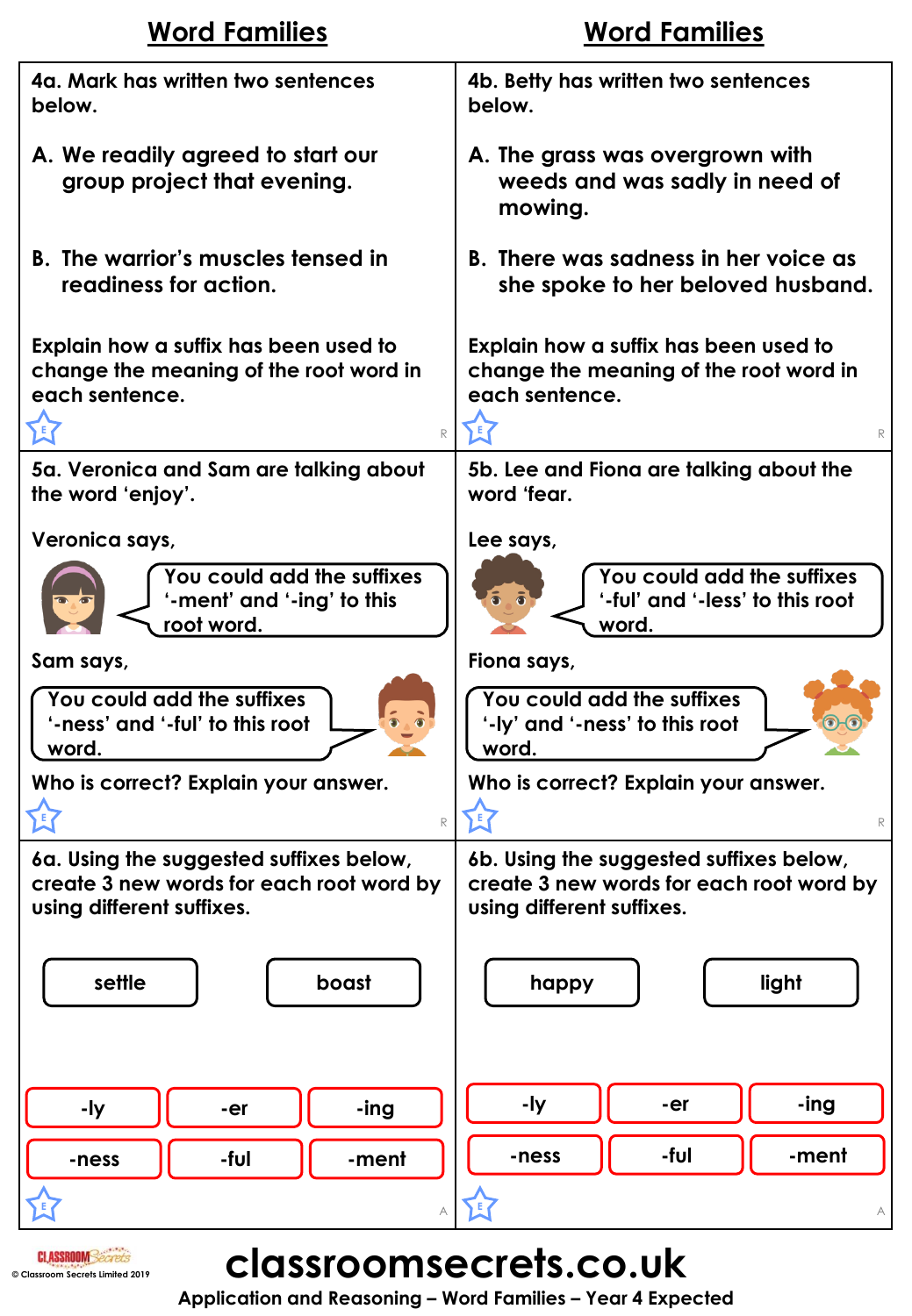## Word Families

4a. Mark has written two sentences below.

A. We readily agreed to start our group project that evening.

B. The warrior's muscles tensed in readiness for action.

Explain how a suffix has been used to change the meaning of the root word in each sentence.

## Word Families

4b. Betty has written two sentences below.

A. The grass was overgrown with weeds and was sadly in need of mowing.

B. There was sadness in her voice as she spoke to her beloved husband.

Explain how a suffix has been used to change the meaning of the root word in each sentence.

5a. Veronica and Sam are talking about the word 'enjoy'.

Veronica says,

> You could add the suffixes '-ment' and '-ing' to this root word.

Sam says,

> You could add the suffixes '-ness' and '-ful' to this root word.

Who is correct? Explain your answer.

5b. Lee and Fiona are talking about the word 'fear.

Lee says,

> You could add the suffixes '-ful' and '-less' to this root word.

Fiona says,

> You could add the suffixes '-ly' and '-ness' to this root word.

Who is correct? Explain your answer.

6a. Using the suggested suffixes below, create 3 new words for each root word by using different suffixes.

settle | boast

-ly | -er | -ing | -ness | -ful | -ment

6b. Using the suggested suffixes below, create 3 new words for each root word by using different suffixes.

happy | light

-ly | -er | -ing | -ness | -ful | -ment

Application and Reasoning – Word Families – Year 4 Expected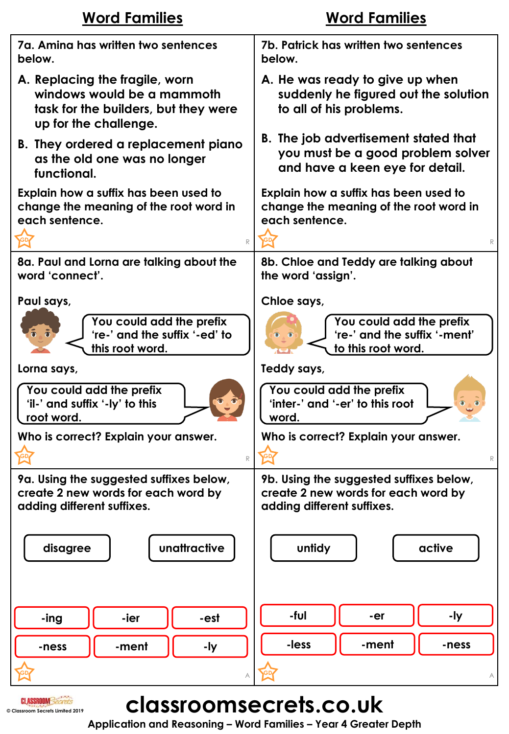## Word Families

**7a.** Amina has written two sentences below.

A. Replacing the fragile, worn windows would be a mammoth task for the builders, but they were up for the challenge.

B. They ordered a replacement piano as the old one was no longer functional.

Explain how a suffix has been used to change the meaning of the root word in each sentence.

**8a.** Paul and Lorna are talking about the word 'connect'.

Paul says,

> You could add the prefix 're-' and the suffix '-ed' to this root word.

Lorna says,

> You could add the prefix 'il-' and suffix '-ly' to this root word.

Who is correct? Explain your answer.

**9a.** Using the suggested suffixes below, create 2 new words for each word by adding different suffixes.

disagree | unattractive

| -ing | -ier | -est |
| --- | --- | --- |
| -ness | -ment | -ly |

## Word Families

**7b.** Patrick has written two sentences below.

A. He was ready to give up when suddenly he figured out the solution to all of his problems.

B. The job advertisement stated that you must be a good problem solver and have a keen eye for detail.

Explain how a suffix has been used to change the meaning of the root word in each sentence.

**8b.** Chloe and Teddy are talking about the word 'assign'.

Chloe says,

> You could add the prefix 're-' and the suffix '-ment' to this root word.

Teddy says,

> You could add the prefix 'inter-' and '-er' to this root word.

Who is correct? Explain your answer.

**9b.** Using the suggested suffixes below, create 2 new words for each word by adding different suffixes.

untidy | active

| -ful | -er | -ly |
| --- | --- | --- |
| -less | -ment | -ness |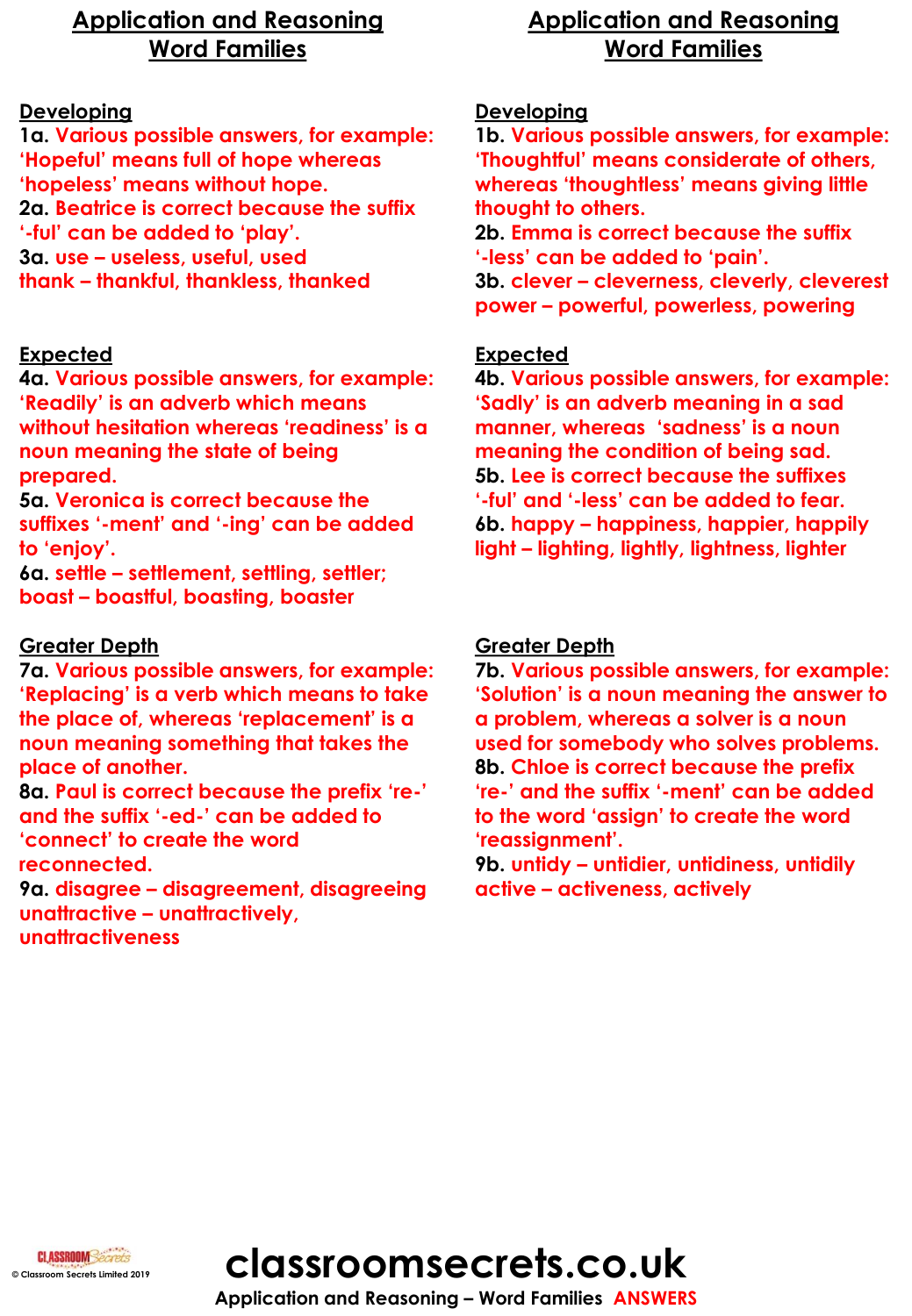## Application and Reasoning
## Word Families

### Developing

**1a.** Various possible answers, for example: 'Hopeful' means full of hope whereas 'hopeless' means without hope.

**2a.** Beatrice is correct because the suffix '-ful' can be added to 'play'.

**3a.** use – useless, useful, used
thank – thankful, thankless, thanked

### Expected

**4a.** Various possible answers, for example: 'Readily' is an adverb which means without hesitation whereas 'readiness' is a noun meaning the state of being prepared.

**5a.** Veronica is correct because the suffixes '-ment' and '-ing' can be added to 'enjoy'.

**6a.** settle – settlement, settling, settler;
boast – boastful, boasting, boaster

### Greater Depth

**7a.** Various possible answers, for example: 'Replacing' is a verb which means to take the place of, whereas 'replacement' is a noun meaning something that takes the place of another.

**8a.** Paul is correct because the prefix 're-' and the suffix '-ed-' can be added to 'connect' to create the word reconnected.

**9a.** disagree – disagreement, disagreeing
unattractive – unattractively, unattractiveness

## Application and Reasoning
## Word Families

### Developing

**1b.** Various possible answers, for example: 'Thoughtful' means considerate of others, whereas 'thoughtless' means giving little thought to others.

**2b.** Emma is correct because the suffix '-less' can be added to 'pain'.

**3b.** clever – cleverness, cleverly, cleverest
power – powerful, powerless, powering

### Expected

**4b.** Various possible answers, for example: 'Sadly' is an adverb meaning in a sad manner, whereas 'sadness' is a noun meaning the condition of being sad.

**5b.** Lee is correct because the suffixes '-ful' and '-less' can be added to fear.

**6b.** happy – happiness, happier, happily
light – lighting, lightly, lightness, lighter

### Greater Depth

**7b.** Various possible answers, for example: 'Solution' is a noun meaning the answer to a problem, whereas a solver is a noun used for somebody who solves problems.

**8b.** Chloe is correct because the prefix 're-' and the suffix '-ment' can be added to the word 'assign' to create the word 'reassignment'.

**9b.** untidy – untidier, untidiness, untidily
active – activeness, actively